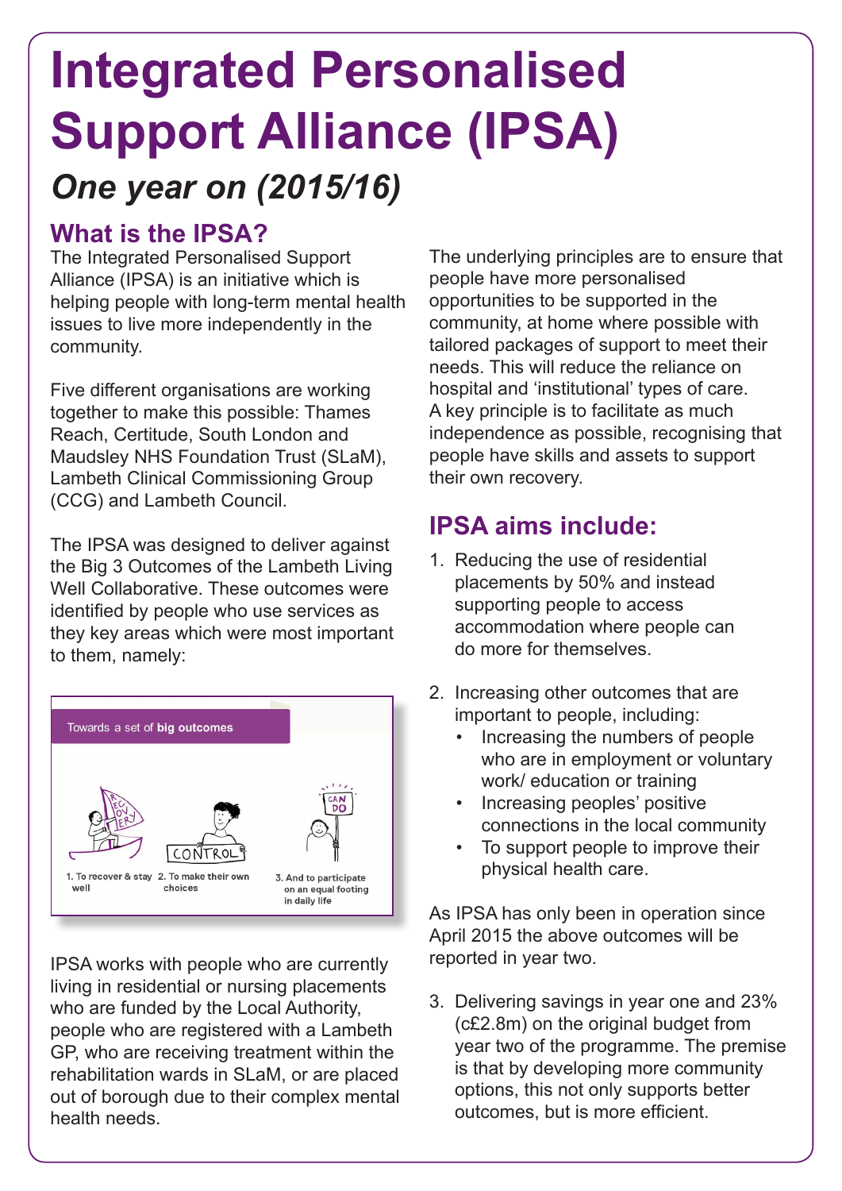# Integrated Personalised Support Alliance (IPSA)

## *One year on (2015/16)*

### What is the IPSA?

The Integrated Personalised Support Alliance (IPSA) is an initiative which is helping people with long-term mental health issues to live more independently in the community.

Five different organisations are working together to make this possible: Thames Reach, Certitude, South London and Maudsley NHS Foundation Trust (SLaM), Lambeth Clinical Commissioning Group (CCG) and Lambeth Council.

The IPSA was designed to deliver against the Big 3 Outcomes of the Lambeth Living Well Collaborative. These outcomes were identified by people who use services as they key areas which were most important to them, namely:

Towards a set of **big outcomes**

1. To recover & stay well
2. To make their own choices
3. And to participate on an equal footing in daily life

IPSA works with people who are currently living in residential or nursing placements who are funded by the Local Authority, people who are registered with a Lambeth GP, who are receiving treatment within the rehabilitation wards in SLaM, or are placed out of borough due to their complex mental health needs.

The underlying principles are to ensure that people have more personalised opportunities to be supported in the community, at home where possible with tailored packages of support to meet their needs. This will reduce the reliance on hospital and 'institutional' types of care. A key principle is to facilitate as much independence as possible, recognising that people have skills and assets to support their own recovery.

### IPSA aims include:

1. Reducing the use of residential placements by 50% and instead supporting people to access accommodation where people can do more for themselves.

2. Increasing other outcomes that are important to people, including:
   - Increasing the numbers of people who are in employment or voluntary work/ education or training
   - Increasing peoples' positive connections in the local community
   - To support people to improve their physical health care.

As IPSA has only been in operation since April 2015 the above outcomes will be reported in year two.

3. Delivering savings in year one and 23% (c£2.8m) on the original budget from year two of the programme. The premise is that by developing more community options, this not only supports better outcomes, but is more efficient.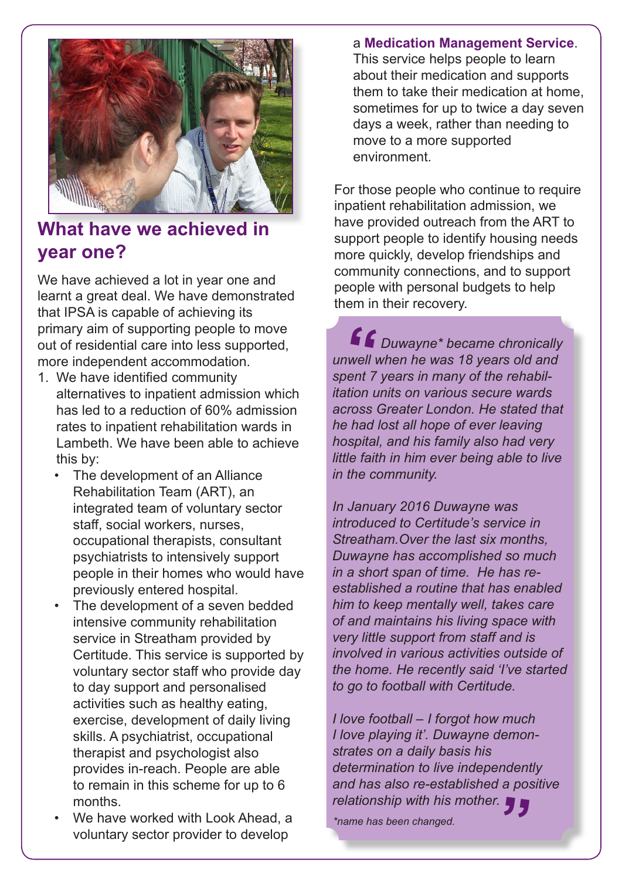## What have we achieved in year one?

We have achieved a lot in year one and learnt a great deal. We have demonstrated that IPSA is capable of achieving its primary aim of supporting people to move out of residential care into less supported, more independent accommodation.

1. We have identified community alternatives to inpatient admission which has led to a reduction of 60% admission rates to inpatient rehabilitation wards in Lambeth. We have been able to achieve this by:
   - The development of an Alliance Rehabilitation Team (ART), an integrated team of voluntary sector staff, social workers, nurses, occupational therapists, consultant psychiatrists to intensively support people in their homes who would have previously entered hospital.
   - The development of a seven bedded intensive community rehabilitation service in Streatham provided by Certitude. This service is supported by voluntary sector staff who provide day to day support and personalised activities such as healthy eating, exercise, development of daily living skills. A psychiatrist, occupational therapist and psychologist also provides in-reach. People are able to remain in this scheme for up to 6 months.
   - We have worked with Look Ahead, a voluntary sector provider to develop a **Medication Management Service**. This service helps people to learn about their medication and supports them to take their medication at home, sometimes for up to twice a day seven days a week, rather than needing to move to a more supported environment.

For those people who continue to require inpatient rehabilitation admission, we have provided outreach from the ART to support people to identify housing needs more quickly, develop friendships and community connections, and to support people with personal budgets to help them in their recovery.

> *"Duwayne\* became chronically unwell when he was 18 years old and spent 7 years in many of the rehabilitation units on various secure wards across Greater London. He stated that he had lost all hope of ever leaving hospital, and his family also had very little faith in him ever being able to live in the community.*
>
> *In January 2016 Duwayne was introduced to Certitude's service in Streatham. Over the last six months, Duwayne has accomplished so much in a short span of time. He has re-established a routine that has enabled him to keep mentally well, takes care of and maintains his living space with very little support from staff and is involved in various activities outside of the home. He recently said 'I've started to go to football with Certitude.*
>
> *I love football – I forgot how much I love playing it'. Duwayne demonstrates on a daily basis his determination to live independently and has also re-established a positive relationship with his mother."*
>
> *\*name has been changed.*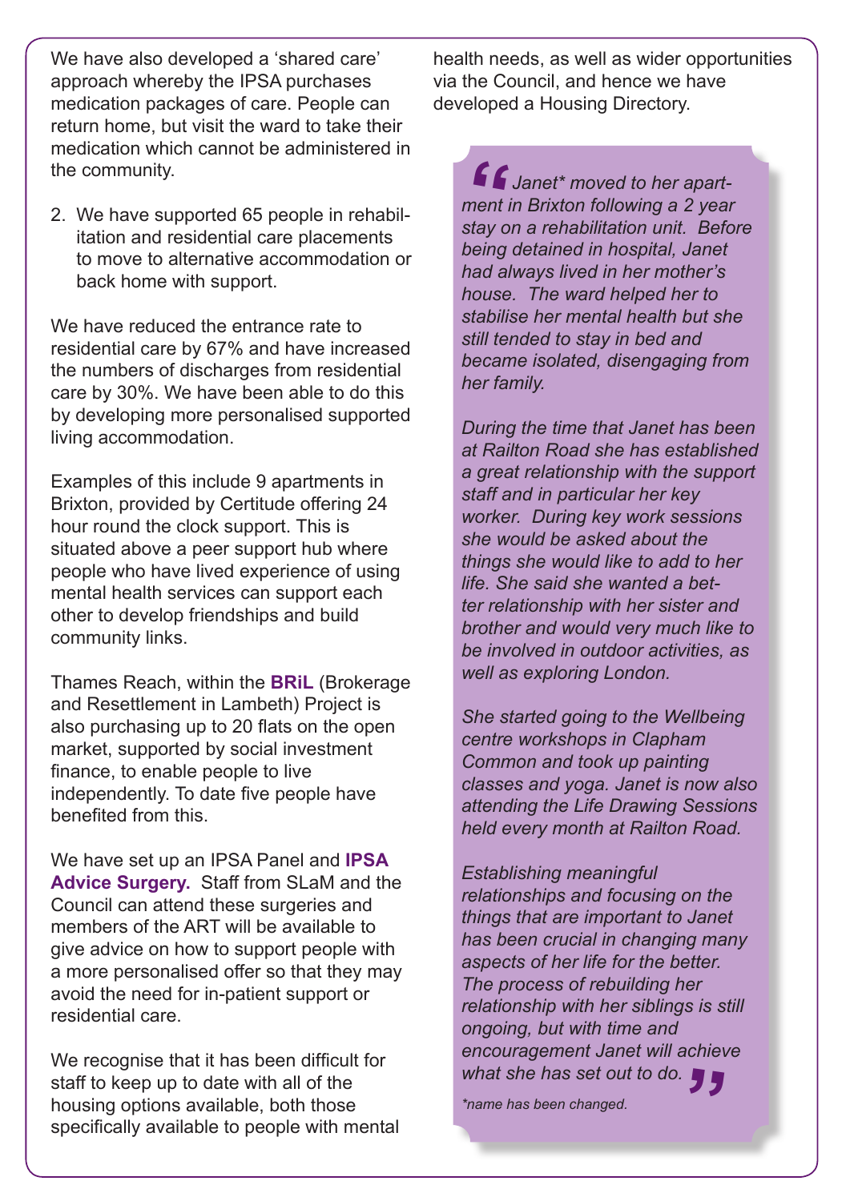We have also developed a 'shared care' approach whereby the IPSA purchases medication packages of care. People can return home, but visit the ward to take their medication which cannot be administered in the community.

2. We have supported 65 people in rehabilitation and residential care placements to move to alternative accommodation or back home with support.

We have reduced the entrance rate to residential care by 67% and have increased the numbers of discharges from residential care by 30%. We have been able to do this by developing more personalised supported living accommodation.

Examples of this include 9 apartments in Brixton, provided by Certitude offering 24 hour round the clock support. This is situated above a peer support hub where people who have lived experience of using mental health services can support each other to develop friendships and build community links.

Thames Reach, within the **BRiL** (Brokerage and Resettlement in Lambeth) Project is also purchasing up to 20 flats on the open market, supported by social investment finance, to enable people to live independently. To date five people have benefited from this.

We have set up an IPSA Panel and **IPSA Advice Surgery.** Staff from SLaM and the Council can attend these surgeries and members of the ART will be available to give advice on how to support people with a more personalised offer so that they may avoid the need for in-patient support or residential care.

We recognise that it has been difficult for staff to keep up to date with all of the housing options available, both those specifically available to people with mental health needs, as well as wider opportunities via the Council, and hence we have developed a Housing Directory.

> *"Janet\* moved to her apartment in Brixton following a 2 year stay on a rehabilitation unit. Before being detained in hospital, Janet had always lived in her mother's house. The ward helped her to stabilise her mental health but she still tended to stay in bed and became isolated, disengaging from her family.*
>
> *During the time that Janet has been at Railton Road she has established a great relationship with the support staff and in particular her key worker. During key work sessions she would be asked about the things she would like to add to her life. She said she wanted a better relationship with her sister and brother and would very much like to be involved in outdoor activities, as well as exploring London.*
>
> *She started going to the Wellbeing centre workshops in Clapham Common and took up painting classes and yoga. Janet is now also attending the Life Drawing Sessions held every month at Railton Road.*
>
> *Establishing meaningful relationships and focusing on the things that are important to Janet has been crucial in changing many aspects of her life for the better. The process of rebuilding her relationship with her siblings is still ongoing, but with time and encouragement Janet will achieve what she has set out to do."*
>
> *\*name has been changed.*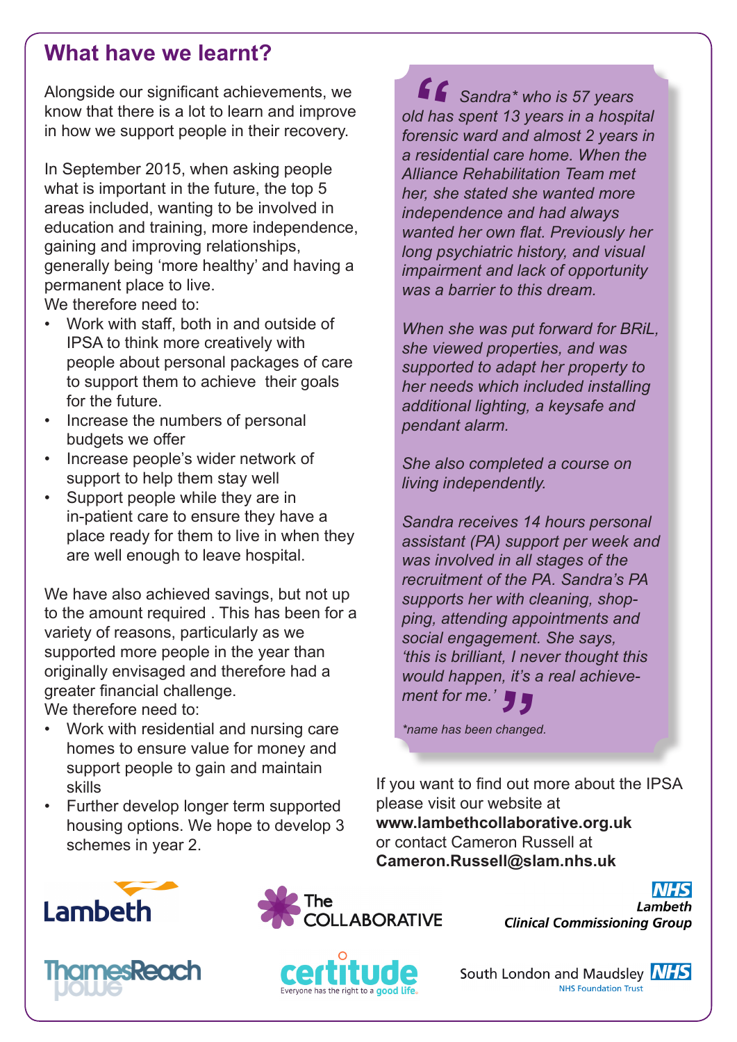## What have we learnt?

Alongside our significant achievements, we know that there is a lot to learn and improve in how we support people in their recovery.

In September 2015, when asking people what is important in the future, the top 5 areas included, wanting to be involved in education and training, more independence, gaining and improving relationships, generally being 'more healthy' and having a permanent place to live.

We therefore need to:

- Work with staff, both in and outside of IPSA to think more creatively with people about personal packages of care to support them to achieve their goals for the future.
- Increase the numbers of personal budgets we offer
- Increase people's wider network of support to help them stay well
- Support people while they are in in-patient care to ensure they have a place ready for them to live in when they are well enough to leave hospital.

We have also achieved savings, but not up to the amount required . This has been for a variety of reasons, particularly as we supported more people in the year than originally envisaged and therefore had a greater financial challenge.

We therefore need to:

- Work with residential and nursing care homes to ensure value for money and support people to gain and maintain skills
- Further develop longer term supported housing options. We hope to develop 3 schemes in year 2.

> *"Sandra\* who is 57 years old has spent 13 years in a hospital forensic ward and almost 2 years in a residential care home. When the Alliance Rehabilitation Team met her, she stated she wanted more independence and had always wanted her own flat. Previously her long psychiatric history, and visual impairment and lack of opportunity was a barrier to this dream.*
>
> *When she was put forward for BRiL, she viewed properties, and was supported to adapt her property to her needs which included installing additional lighting, a keysafe and pendant alarm.*
>
> *She also completed a course on living independently.*
>
> *Sandra receives 14 hours personal assistant (PA) support per week and was involved in all stages of the recruitment of the PA. Sandra's PA supports her with cleaning, shopping, attending appointments and social engagement. She says, 'this is brilliant, I never thought this would happen, it's a real achievement for me.'"*
>
> *\*name has been changed.*

If you want to find out more about the IPSA please visit our website at **www.lambethcollaborative.org.uk** or contact Cameron Russell at **Cameron.Russell@slam.nhs.uk**

Lambeth

The COLLABORATIVE

NHS Lambeth Clinical Commissioning Group

ThamesReach

certitude — Everyone has the right to a good life.

South London and Maudsley NHS Foundation Trust